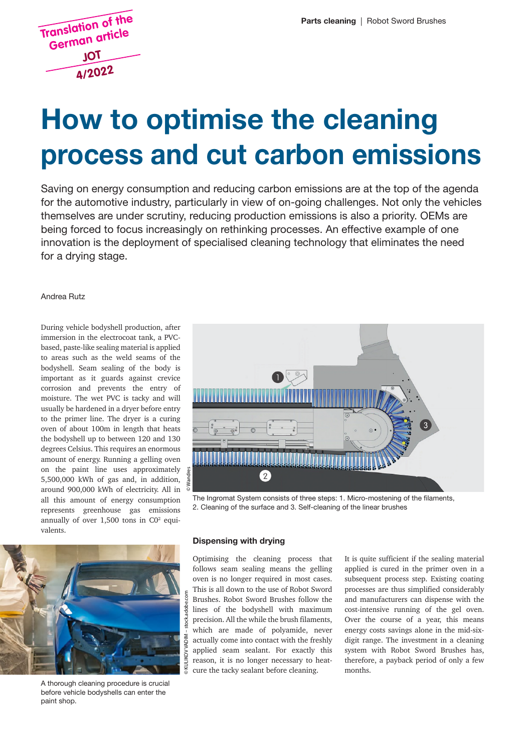Translation of the German article JOT 4/2022

# How to optimise the cleaning process and cut carbon emissions

Saving on energy consumption and reducing carbon emissions are at the top of the agenda for the automotive industry, particularly in view of on-going challenges. Not only the vehicles themselves are under scrutiny, reducing production emissions is also a priority. OEMs are being forced to focus increasingly on rethinking processes. An effective example of one innovation is the deployment of specialised cleaning technology that eliminates the need for a drying stage.

Andrea Rutz

During vehicle bodyshell production, after immersion in the electrocoat tank, a PVC-based, paste-like sealing material is applied to areas such as the weld seams of the bodyshell. Seam sealing of the body is important as it guards against crevice corrosion and prevents the entry of moisture. The wet PVC is tacky and will usually be hardened in a dryer before entry to the primer line. The dryer is a curing oven of about 100m in length that heats the bodyshell up to between 120 and 130 degrees Celsius. This requires an enormous amount of energy. Running a gelling oven on the paint line uses approximately 5,500,000 kWh of gas and, in addition, around 900,000 kWh of electricity. All in all this amount of energy consumption represents greenhouse gas emissions annually of over 1,500 tons in $CO^2$ equivalents.

The Ingromat System consists of three steps: 1. Micro-mostening of the filaments, 2. Cleaning of the surface and 3. Self-cleaning of the linear brushes

A thorough cleaning procedure is crucial before vehicle bodyshells can enter the paint shop.

### Dispensing with drying

Optimising the cleaning process that follows seam sealing means the gelling oven is no longer required in most cases. This is all down to the use of Robot Sword Brushes. Robot Sword Brushes follow the lines of the bodyshell with maximum precision. All the while the brush filaments, which are made of polyamide, never actually come into contact with the freshly applied seam sealant. For exactly this reason, it is no longer necessary to heat-cure the tacky sealant before cleaning.

It is quite sufficient if the sealing material applied is cured in the primer oven in a subsequent process step. Existing coating processes are thus simplified considerably and manufacturers can dispense with the cost-intensive running of the gel oven. Over the course of a year, this means energy costs savings alone in the mid-six-digit range. The investment in a cleaning system with Robot Sword Brushes has, therefore, a payback period of only a few months.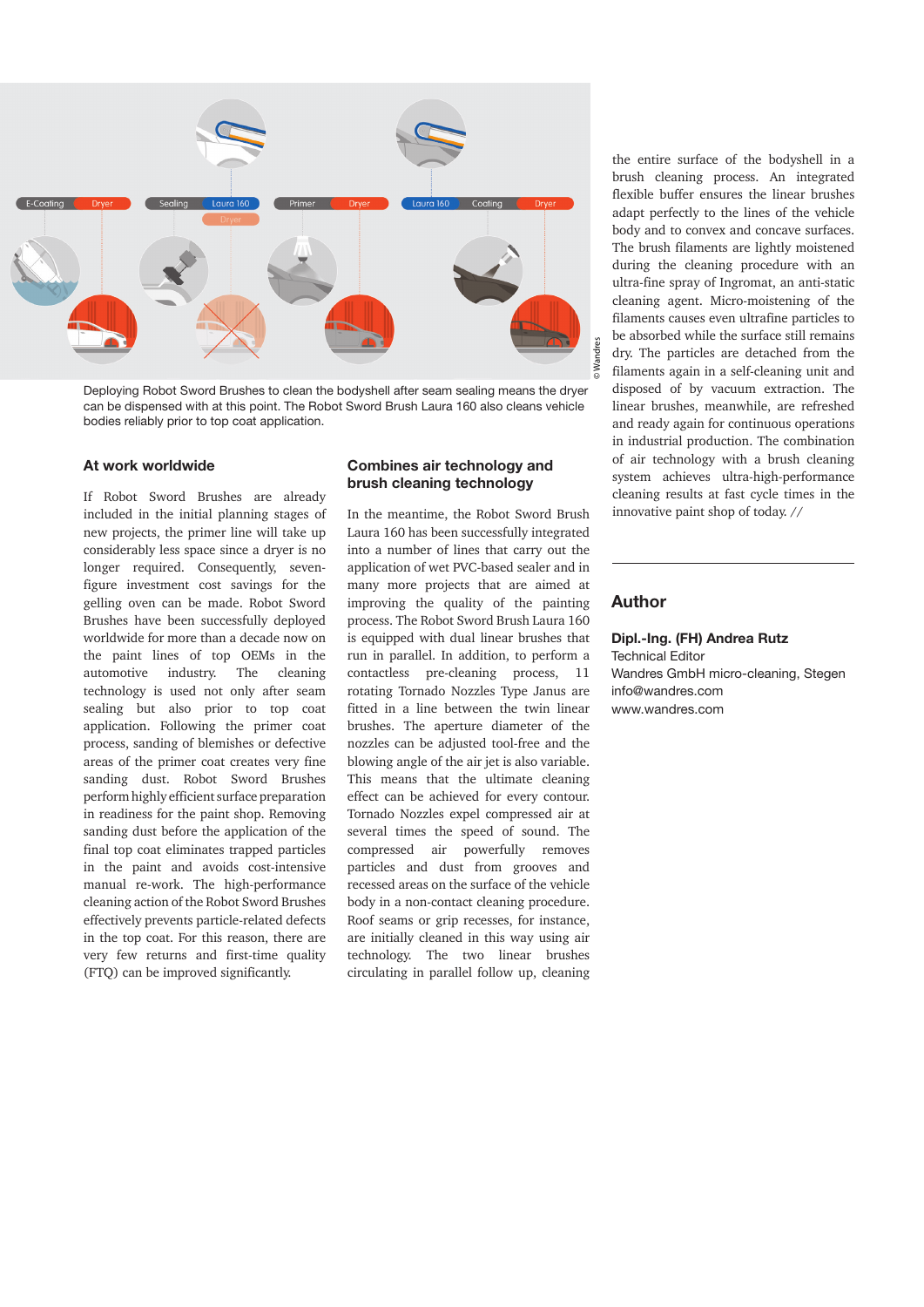E-Coating
Dryer
Sealing
Laura 160
Dryer
Primer
Dryer
Laura 160
Coating
Dryer

© Wandres

Deploying Robot Sword Brushes to clean the bodyshell after seam sealing means the dryer can be dispensed with at this point. The Robot Sword Brush Laura 160 also cleans vehicle bodies reliably prior to top coat application.

## At work worldwide

If Robot Sword Brushes are already included in the initial planning stages of new projects, the primer line will take up considerably less space since a dryer is no longer required. Consequently, seven-figure investment cost savings for the gelling oven can be made. Robot Sword Brushes have been successfully deployed worldwide for more than a decade now on the paint lines of top OEMs in the automotive industry. The cleaning technology is used not only after seam sealing but also prior to top coat application. Following the primer coat process, sanding of blemishes or defective areas of the primer coat creates very fine sanding dust. Robot Sword Brushes perform highly efficient surface preparation in readiness for the paint shop. Removing sanding dust before the application of the final top coat eliminates trapped particles in the paint and avoids cost-intensive manual re-work. The high-performance cleaning action of the Robot Sword Brushes effectively prevents particle-related defects in the top coat. For this reason, there are very few returns and first-time quality (FTQ) can be improved significantly.

## Combines air technology and brush cleaning technology

In the meantime, the Robot Sword Brush Laura 160 has been successfully integrated into a number of lines that carry out the application of wet PVC-based sealer and in many more projects that are aimed at improving the quality of the painting process. The Robot Sword Brush Laura 160 is equipped with dual linear brushes that run in parallel. In addition, to perform a contactless pre-cleaning process, 11 rotating Tornado Nozzles Type Janus are fitted in a line between the twin linear brushes. The aperture diameter of the nozzles can be adjusted tool-free and the blowing angle of the air jet is also variable. This means that the ultimate cleaning effect can be achieved for every contour. Tornado Nozzles expel compressed air at several times the speed of sound. The compressed air powerfully removes particles and dust from grooves and recessed areas on the surface of the vehicle body in a non-contact cleaning procedure. Roof seams or grip recesses, for instance, are initially cleaned in this way using air technology. The two linear brushes circulating in parallel follow up, cleaning the entire surface of the bodyshell in a brush cleaning process. An integrated flexible buffer ensures the linear brushes adapt perfectly to the lines of the vehicle body and to convex and concave surfaces. The brush filaments are lightly moistened during the cleaning procedure with an ultra-fine spray of Ingromat, an anti-static cleaning agent. Micro-moistening of the filaments causes even ultrafine particles to be absorbed while the surface still remains dry. The particles are detached from the filaments again in a self-cleaning unit and disposed of by vacuum extraction. The linear brushes, meanwhile, are refreshed and ready again for continuous operations in industrial production. The combination of air technology with a brush cleaning system achieves ultra-high-performance cleaning results at fast cycle times in the innovative paint shop of today. //

## Author

**Dipl.-Ing. (FH) Andrea Rutz**
Technical Editor
Wandres GmbH micro-cleaning, Stegen
info@wandres.com
www.wandres.com